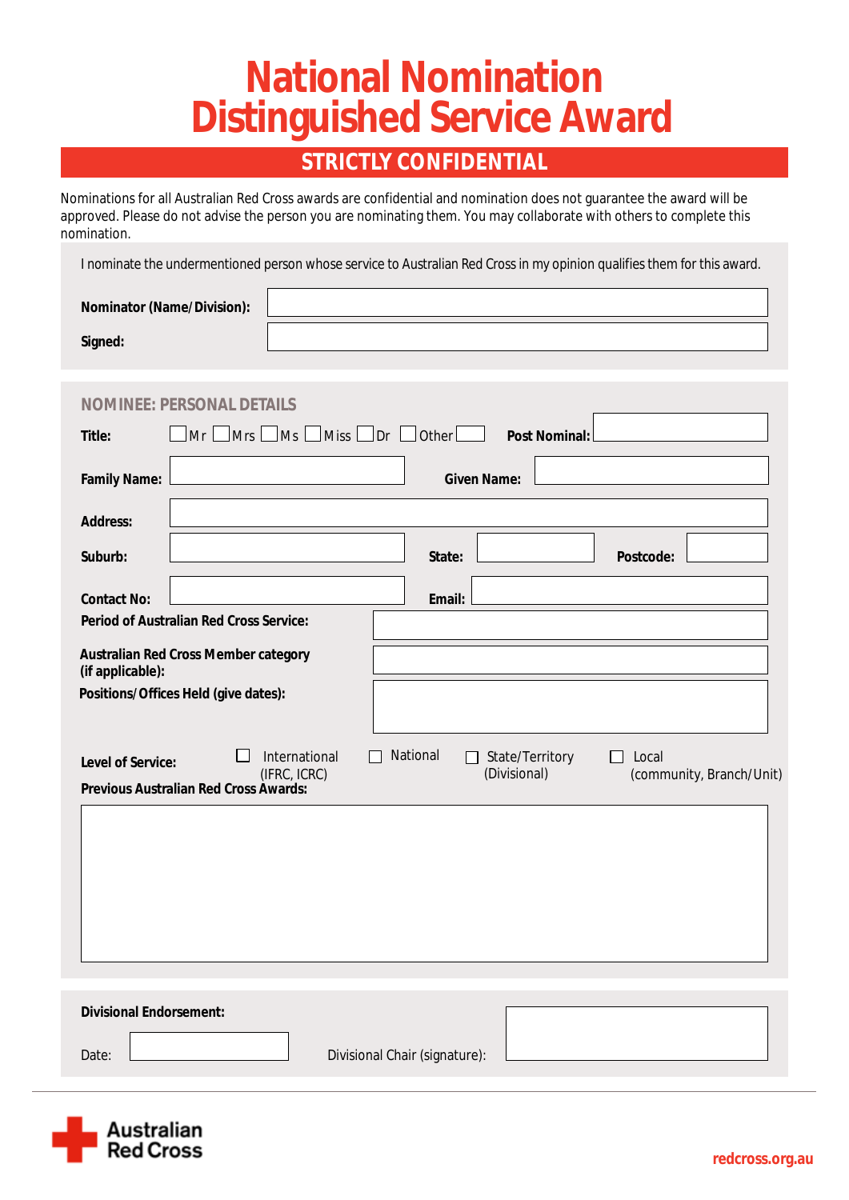# National Nomination Distinguished Service Award

## STRICTLY CONFIDENTIAL

Nominations for all Australian Red Cross awards are confidential and nomination does not guarantee the award will be approved. Please do not advise the person you are nominating them. You may collaborate with others to complete this nomination.

I nominate the undermentioned person whose service to Australian Red Cross in my opinion qualifies them for this award.

**Nominator (Name/Division):**

**Signed:**

### NOMINEE: PERSONAL DETAILS

**Title:** ☐ Mr ☐ Mrs ☐ Ms ☐ Miss ☐ Dr ☐ Other ☐ **Post Nominal:**

**Family Name:** **Given Name:**

**Address:**

**Suburb:** **State:** **Postcode:**

**Contact No:** **Email:**

**Period of Australian Red Cross Service:**

**Australian Red Cross Member category (if applicable):**

**Positions/Offices Held (give dates):**

**Level of Service:** ☐ International (IFRC, ICRC) ☐ National ☐ State/Territory (Divisional) ☐ Local (community, Branch/Unit)

**Previous Australian Red Cross Awards:**

**Divisional Endorsement:**

Date: Divisional Chair (signature):

Australian Red Cross

redcross.org.au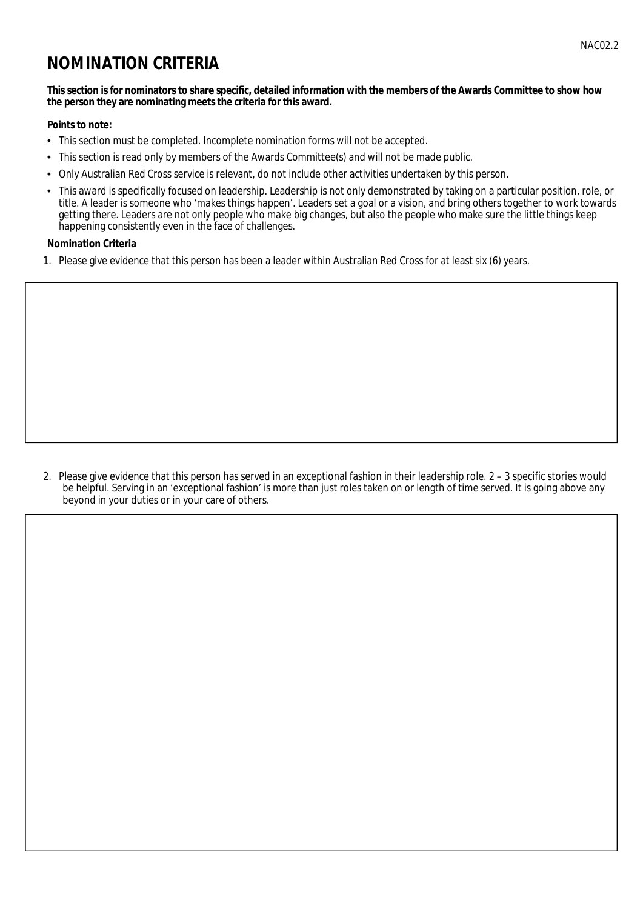# NOMINATION CRITERIA

**This section is for nominators to share specific, detailed information with the members of the Awards Committee to show how the person they are nominating meets the criteria for this award.**

**Points to note:**

- This section must be completed. Incomplete nomination forms will not be accepted.
- This section is read only by members of the Awards Committee(s) and will not be made public.
- Only Australian Red Cross service is relevant, do not include other activities undertaken by this person.
- This award is specifically focused on leadership. Leadership is not only demonstrated by taking on a particular position, role, or title. A leader is someone who 'makes things happen'. Leaders set a goal or a vision, and bring others together to work towards getting there. Leaders are not only people who make big changes, but also the people who make sure the little things keep happening consistently even in the face of challenges.

**Nomination Criteria**

1. Please give evidence that this person has been a leader within Australian Red Cross for at least six (6) years.

2. Please give evidence that this person has served in an exceptional fashion in their leadership role. 2 – 3 specific stories would be helpful. Serving in an 'exceptional fashion' is more than just roles taken on or length of time served. It is going above any beyond in your duties or in your care of others.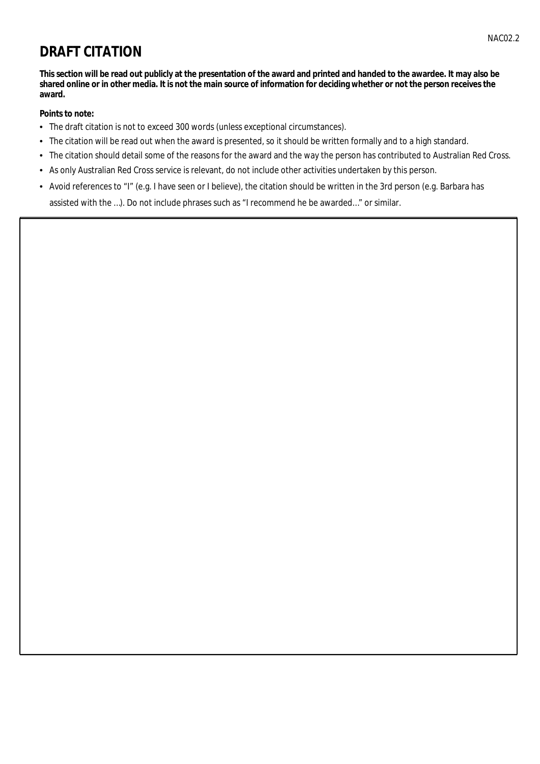# DRAFT CITATION

**This section will be read out publicly at the presentation of the award and printed and handed to the awardee. It may also be shared online or in other media. It is not the main source of information for deciding whether or not the person receives the award.**

**Points to note:**

- The draft citation is not to exceed 300 words (unless exceptional circumstances).
- The citation will be read out when the award is presented, so it should be written formally and to a high standard.
- The citation should detail some of the reasons for the award and the way the person has contributed to Australian Red Cross.
- As only Australian Red Cross service is relevant, do not include other activities undertaken by this person.
- Avoid references to "I" (e.g. I have seen or I believe), the citation should be written in the 3rd person (e.g. Barbara has assisted with the …). Do not include phrases such as "I recommend he be awarded…" or similar.